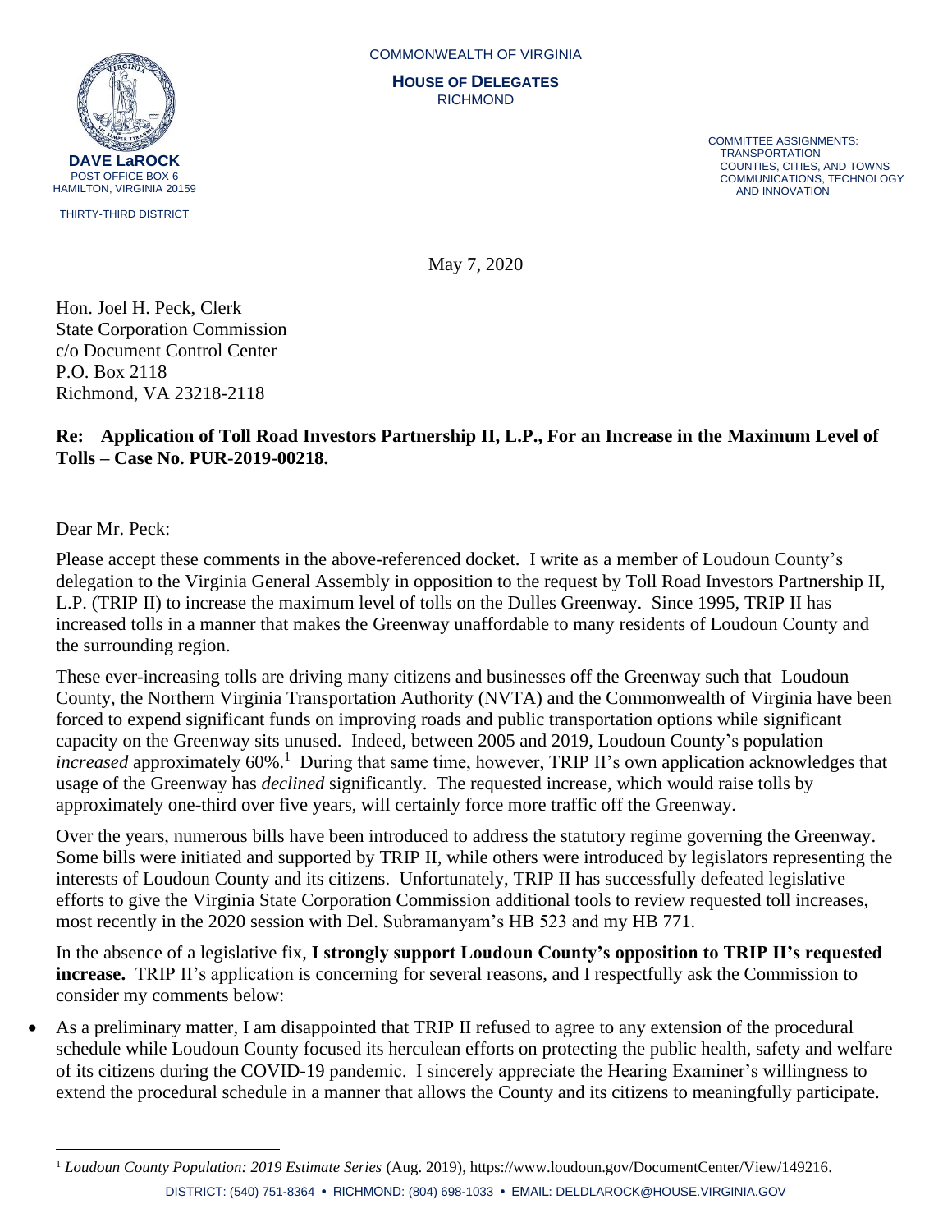COMMONWEALTH OF VIRGINIA

**HOUSE OF DELEGATES**
RICHMOND

**DAVE LaROCK**
POST OFFICE BOX 6
HAMILTON, VIRGINIA 20159

THIRTY-THIRD DISTRICT

COMMITTEE ASSIGNMENTS:
TRANSPORTATION
COUNTIES, CITIES, AND TOWNS
COMMUNICATIONS, TECHNOLOGY AND INNOVATION

May 7, 2020

Hon. Joel H. Peck, Clerk
State Corporation Commission
c/o Document Control Center
P.O. Box 2118
Richmond, VA 23218-2118

**Re: Application of Toll Road Investors Partnership II, L.P., For an Increase in the Maximum Level of Tolls – Case No. PUR-2019-00218.**

Dear Mr. Peck:

Please accept these comments in the above-referenced docket. I write as a member of Loudoun County's delegation to the Virginia General Assembly in opposition to the request by Toll Road Investors Partnership II, L.P. (TRIP II) to increase the maximum level of tolls on the Dulles Greenway. Since 1995, TRIP II has increased tolls in a manner that makes the Greenway unaffordable to many residents of Loudoun County and the surrounding region.

These ever-increasing tolls are driving many citizens and businesses off the Greenway such that Loudoun County, the Northern Virginia Transportation Authority (NVTA) and the Commonwealth of Virginia have been forced to expend significant funds on improving roads and public transportation options while significant capacity on the Greenway sits unused. Indeed, between 2005 and 2019, Loudoun County's population *increased* approximately 60%.[1] During that same time, however, TRIP II's own application acknowledges that usage of the Greenway has *declined* significantly. The requested increase, which would raise tolls by approximately one-third over five years, will certainly force more traffic off the Greenway.

Over the years, numerous bills have been introduced to address the statutory regime governing the Greenway. Some bills were initiated and supported by TRIP II, while others were introduced by legislators representing the interests of Loudoun County and its citizens. Unfortunately, TRIP II has successfully defeated legislative efforts to give the Virginia State Corporation Commission additional tools to review requested toll increases, most recently in the 2020 session with Del. Subramanyam's HB 523 and my HB 771.

In the absence of a legislative fix, **I strongly support Loudoun County's opposition to TRIP II's requested increase.** TRIP II's application is concerning for several reasons, and I respectfully ask the Commission to consider my comments below:

- As a preliminary matter, I am disappointed that TRIP II refused to agree to any extension of the procedural schedule while Loudoun County focused its herculean efforts on protecting the public health, safety and welfare of its citizens during the COVID-19 pandemic. I sincerely appreciate the Hearing Examiner's willingness to extend the procedural schedule in a manner that allows the County and its citizens to meaningfully participate.

[1] *Loudoun County Population: 2019 Estimate Series* (Aug. 2019), https://www.loudoun.gov/DocumentCenter/View/149216.

DISTRICT: (540) 751-8364 • RICHMOND: (804) 698-1033 • EMAIL: DELDLAROCK@HOUSE.VIRGINIA.GOV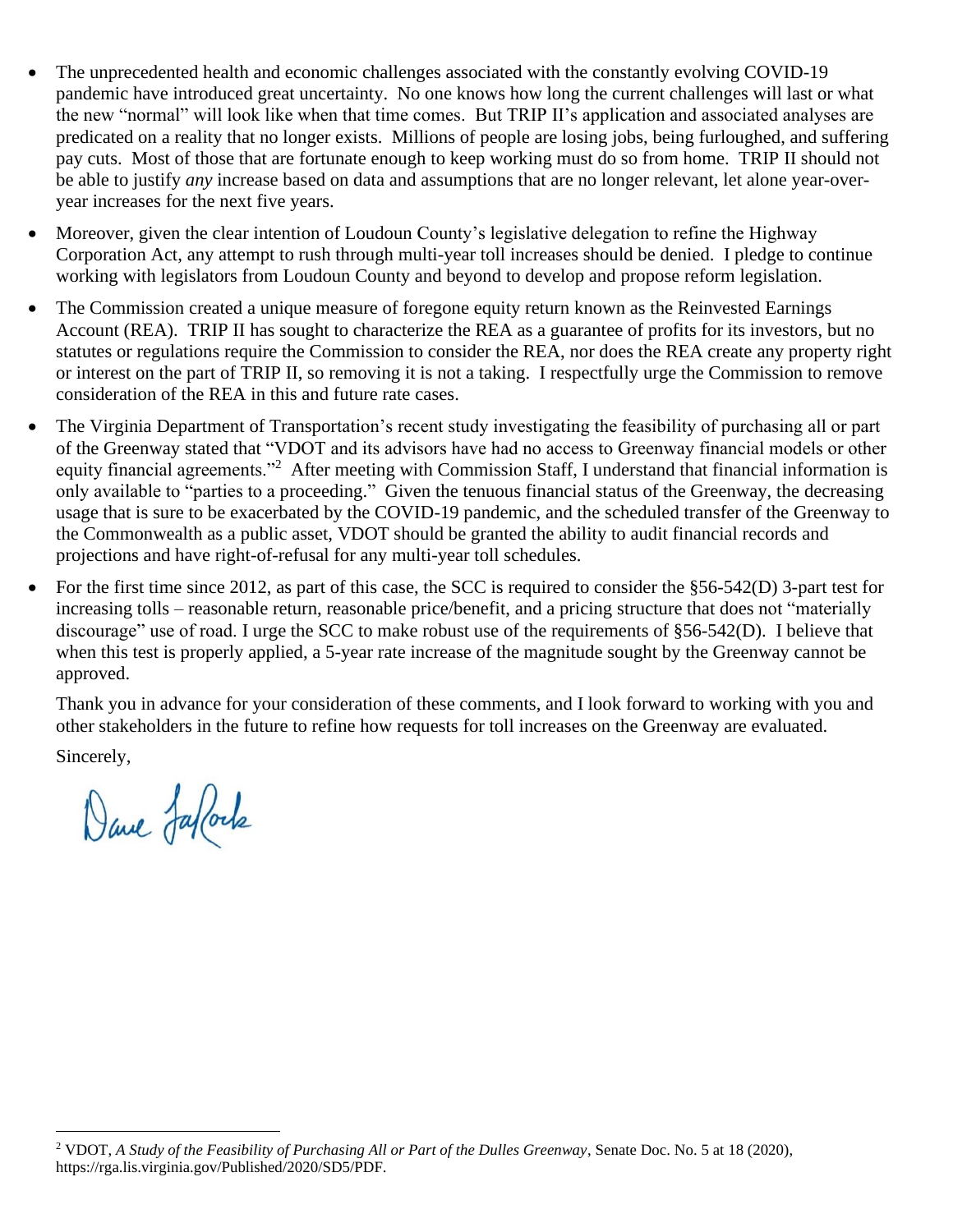- The unprecedented health and economic challenges associated with the constantly evolving COVID-19 pandemic have introduced great uncertainty. No one knows how long the current challenges will last or what the new "normal" will look like when that time comes. But TRIP II's application and associated analyses are predicated on a reality that no longer exists. Millions of people are losing jobs, being furloughed, and suffering pay cuts. Most of those that are fortunate enough to keep working must do so from home. TRIP II should not be able to justify *any* increase based on data and assumptions that are no longer relevant, let alone year-over-year increases for the next five years.

- Moreover, given the clear intention of Loudoun County's legislative delegation to refine the Highway Corporation Act, any attempt to rush through multi-year toll increases should be denied. I pledge to continue working with legislators from Loudoun County and beyond to develop and propose reform legislation.

- The Commission created a unique measure of foregone equity return known as the Reinvested Earnings Account (REA). TRIP II has sought to characterize the REA as a guarantee of profits for its investors, but no statutes or regulations require the Commission to consider the REA, nor does the REA create any property right or interest on the part of TRIP II, so removing it is not a taking. I respectfully urge the Commission to remove consideration of the REA in this and future rate cases.

- The Virginia Department of Transportation's recent study investigating the feasibility of purchasing all or part of the Greenway stated that "VDOT and its advisors have had no access to Greenway financial models or other equity financial agreements."[2] After meeting with Commission Staff, I understand that financial information is only available to "parties to a proceeding." Given the tenuous financial status of the Greenway, the decreasing usage that is sure to be exacerbated by the COVID-19 pandemic, and the scheduled transfer of the Greenway to the Commonwealth as a public asset, VDOT should be granted the ability to audit financial records and projections and have right-of-refusal for any multi-year toll schedules.

- For the first time since 2012, as part of this case, the SCC is required to consider the §56-542(D) 3-part test for increasing tolls – reasonable return, reasonable price/benefit, and a pricing structure that does not "materially discourage" use of road. I urge the SCC to make robust use of the requirements of §56-542(D). I believe that when this test is properly applied, a 5-year rate increase of the magnitude sought by the Greenway cannot be approved.

Thank you in advance for your consideration of these comments, and I look forward to working with you and other stakeholders in the future to refine how requests for toll increases on the Greenway are evaluated.

Sincerely,

Dave LaRock

---

[2] VDOT, *A Study of the Feasibility of Purchasing All or Part of the Dulles Greenway*, Senate Doc. No. 5 at 18 (2020), https://rga.lis.virginia.gov/Published/2020/SD5/PDF.